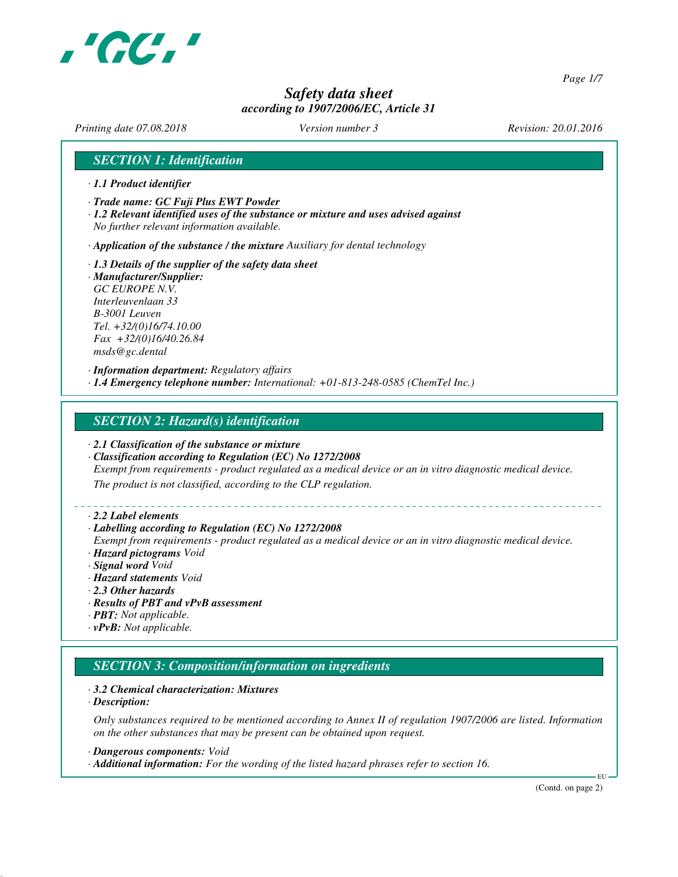# Safety data sheet
*according to 1907/2006/EC, Article 31*

*Printing date 07.08.2018* *Version number 3* *Revision: 20.01.2016*

## SECTION 1: Identification

· **1.1 Product identifier**

· **Trade name: GC Fuji Plus EWT Powder**

· **1.2 Relevant identified uses of the substance or mixture and uses advised against**
No further relevant information available.

· **Application of the substance / the mixture** Auxiliary for dental technology

· **1.3 Details of the supplier of the safety data sheet**

· **Manufacturer/Supplier:**
GC EUROPE N.V.
Interleuvenlaan 33
B-3001 Leuven
Tel. +32/(0)16/74.10.00
Fax +32/(0)16/40.26.84
msds@gc.dental

· **Information department:** Regulatory affairs

· **1.4 Emergency telephone number:** International: +01-813-248-0585 (ChemTel Inc.)

## SECTION 2: Hazard(s) identification

· **2.1 Classification of the substance or mixture**

· **Classification according to Regulation (EC) No 1272/2008**
Exempt from requirements - product regulated as a medical device or an in vitro diagnostic medical device.
The product is not classified, according to the CLP regulation.

· **2.2 Label elements**

· **Labelling according to Regulation (EC) No 1272/2008**
Exempt from requirements - product regulated as a medical device or an in vitro diagnostic medical device.

· **Hazard pictograms** Void

· **Signal word** Void

· **Hazard statements** Void

· **2.3 Other hazards**

· **Results of PBT and vPvB assessment**

· **PBT:** Not applicable.

· **vPvB:** Not applicable.

## SECTION 3: Composition/information on ingredients

· **3.2 Chemical characterization: Mixtures**

· **Description:**

Only substances required to be mentioned according to Annex II of regulation 1907/2006 are listed. Information on the other substances that may be present can be obtained upon request.

· **Dangerous components:** Void

· **Additional information:** For the wording of the listed hazard phrases refer to section 16.

(Contd. on page 2)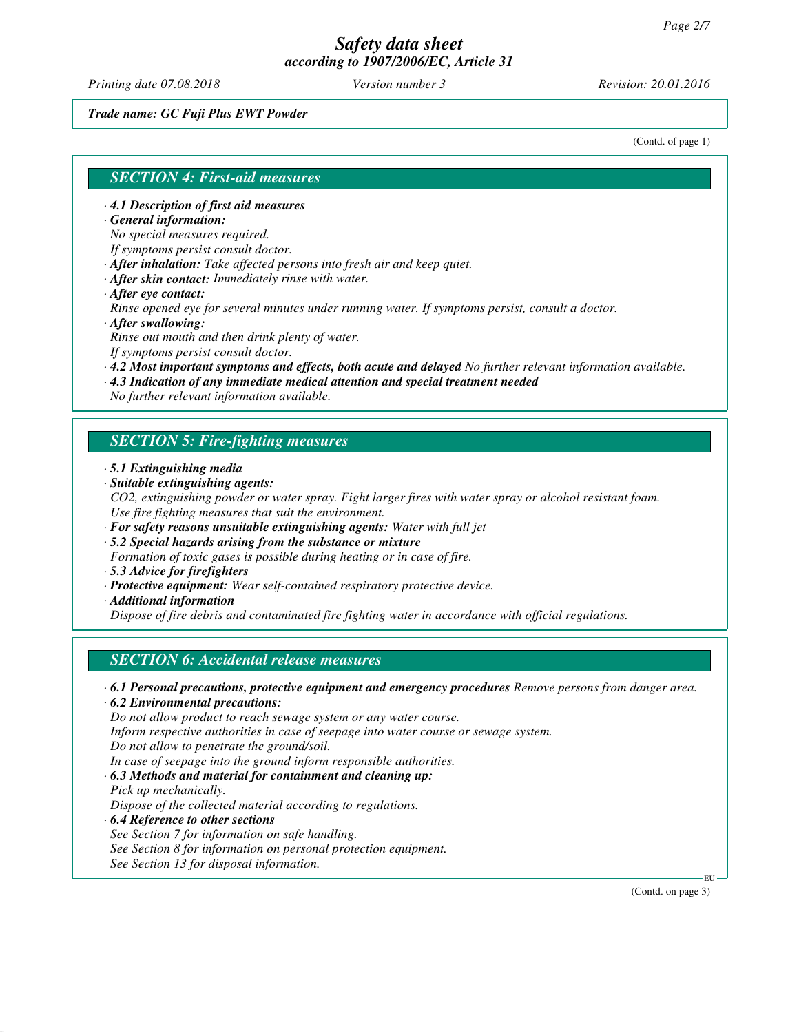*Trade name: GC Fuji Plus EWT Powder*

(Contd. of page 1)

## SECTION 4: First-aid measures

· **4.1 Description of first aid measures**
· **General information:**
No special measures required.
If symptoms persist consult doctor.
· **After inhalation:** Take affected persons into fresh air and keep quiet.
· **After skin contact:** Immediately rinse with water.
· **After eye contact:**
Rinse opened eye for several minutes under running water. If symptoms persist, consult a doctor.
· **After swallowing:**
Rinse out mouth and then drink plenty of water.
If symptoms persist consult doctor.
· **4.2 Most important symptoms and effects, both acute and delayed** No further relevant information available.
· **4.3 Indication of any immediate medical attention and special treatment needed**
No further relevant information available.

## SECTION 5: Fire-fighting measures

· **5.1 Extinguishing media**
· **Suitable extinguishing agents:**
$CO_2$, extinguishing powder or water spray. Fight larger fires with water spray or alcohol resistant foam.
Use fire fighting measures that suit the environment.
· **For safety reasons unsuitable extinguishing agents:** Water with full jet
· **5.2 Special hazards arising from the substance or mixture**
Formation of toxic gases is possible during heating or in case of fire.
· **5.3 Advice for firefighters**
· **Protective equipment:** Wear self-contained respiratory protective device.
· **Additional information**
Dispose of fire debris and contaminated fire fighting water in accordance with official regulations.

## SECTION 6: Accidental release measures

· **6.1 Personal precautions, protective equipment and emergency procedures** Remove persons from danger area.
· **6.2 Environmental precautions:**
Do not allow product to reach sewage system or any water course.
Inform respective authorities in case of seepage into water course or sewage system.
Do not allow to penetrate the ground/soil.
In case of seepage into the ground inform responsible authorities.
· **6.3 Methods and material for containment and cleaning up:**
Pick up mechanically.
Dispose of the collected material according to regulations.
· **6.4 Reference to other sections**
See Section 7 for information on safe handling.
See Section 8 for information on personal protection equipment.
See Section 13 for disposal information.

(Contd. on page 3)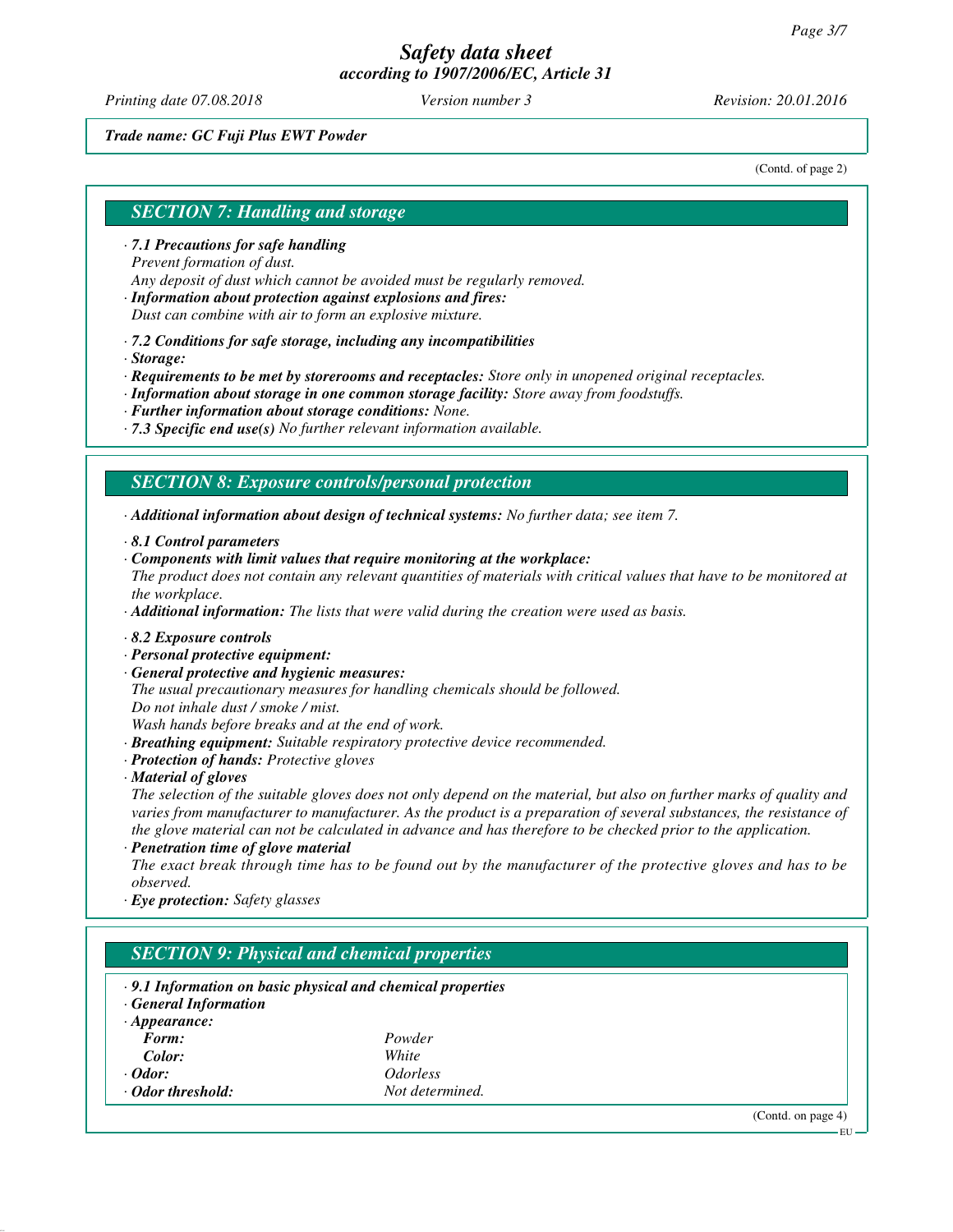*Trade name: GC Fuji Plus EWT Powder*

(Contd. of page 2)

## SECTION 7: Handling and storage

- **7.1 Precautions for safe handling**
  Prevent formation of dust.
  Any deposit of dust which cannot be avoided must be regularly removed.
- **Information about protection against explosions and fires:**
  Dust can combine with air to form an explosive mixture.
- **7.2 Conditions for safe storage, including any incompatibilities**
- **Storage:**
- **Requirements to be met by storerooms and receptacles:** Store only in unopened original receptacles.
- **Information about storage in one common storage facility:** Store away from foodstuffs.
- **Further information about storage conditions:** None.
- **7.3 Specific end use(s)** No further relevant information available.

## SECTION 8: Exposure controls/personal protection

- **Additional information about design of technical systems:** No further data; see item 7.
- **8.1 Control parameters**
- **Components with limit values that require monitoring at the workplace:**
  The product does not contain any relevant quantities of materials with critical values that have to be monitored at the workplace.
- **Additional information:** The lists that were valid during the creation were used as basis.
- **8.2 Exposure controls**
- **Personal protective equipment:**
- **General protective and hygienic measures:**
  The usual precautionary measures for handling chemicals should be followed.
  Do not inhale dust / smoke / mist.
  Wash hands before breaks and at the end of work.
- **Breathing equipment:** Suitable respiratory protective device recommended.
- **Protection of hands:** Protective gloves
- **Material of gloves**
  The selection of the suitable gloves does not only depend on the material, but also on further marks of quality and varies from manufacturer to manufacturer. As the product is a preparation of several substances, the resistance of the glove material can not be calculated in advance and has therefore to be checked prior to the application.
- **Penetration time of glove material**
  The exact break through time has to be found out by the manufacturer of the protective gloves and has to be observed.
- **Eye protection:** Safety glasses

## SECTION 9: Physical and chemical properties

- **9.1 Information on basic physical and chemical properties**
- **General Information**
- **Appearance:**

| | |
|---|---|
| **Form:** | Powder |
| **Color:** | White |
| **Odor:** | Odorless |
| **Odor threshold:** | Not determined. |

(Contd. on page 4)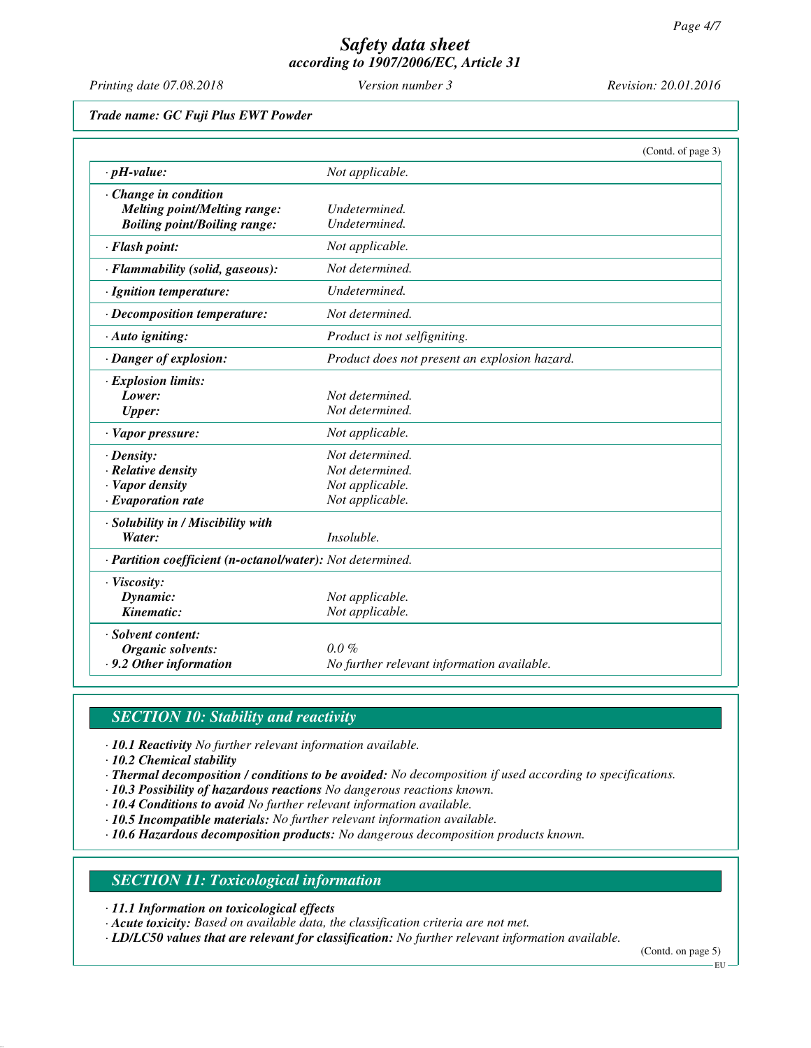*Trade name: GC Fuji Plus EWT Powder*

(Contd. of page 3)

| | |
|---|---|
| · **pH-value:** | Not applicable. |
| · **Change in condition** | |
| **Melting point/Melting range:** | Undetermined. |
| **Boiling point/Boiling range:** | Undetermined. |
| · **Flash point:** | Not applicable. |
| · **Flammability (solid, gaseous):** | Not determined. |
| · **Ignition temperature:** | Undetermined. |
| · **Decomposition temperature:** | Not determined. |
| · **Auto igniting:** | Product is not selfigniting. |
| · **Danger of explosion:** | Product does not present an explosion hazard. |
| · **Explosion limits:** | |
| **Lower:** | Not determined. |
| **Upper:** | Not determined. |
| · **Vapor pressure:** | Not applicable. |
| · **Density:** | Not determined. |
| · **Relative density** | Not determined. |
| · **Vapor density** | Not applicable. |
| · **Evaporation rate** | Not applicable. |
| · **Solubility in / Miscibility with** | |
| **Water:** | Insoluble. |
| · **Partition coefficient (n-octanol/water):** | Not determined. |
| · **Viscosity:** | |
| **Dynamic:** | Not applicable. |
| **Kinematic:** | Not applicable. |
| · **Solvent content:** | |
| **Organic solvents:** | 0.0 % |
| · **9.2 Other information** | No further relevant information available. |

## SECTION 10: Stability and reactivity

· **10.1 Reactivity** No further relevant information available.
· **10.2 Chemical stability**
· **Thermal decomposition / conditions to be avoided:** No decomposition if used according to specifications.
· **10.3 Possibility of hazardous reactions** No dangerous reactions known.
· **10.4 Conditions to avoid** No further relevant information available.
· **10.5 Incompatible materials:** No further relevant information available.
· **10.6 Hazardous decomposition products:** No dangerous decomposition products known.

## SECTION 11: Toxicological information

· **11.1 Information on toxicological effects**
· **Acute toxicity:** Based on available data, the classification criteria are not met.
· **LD/LC50 values that are relevant for classification:** No further relevant information available.

(Contd. on page 5)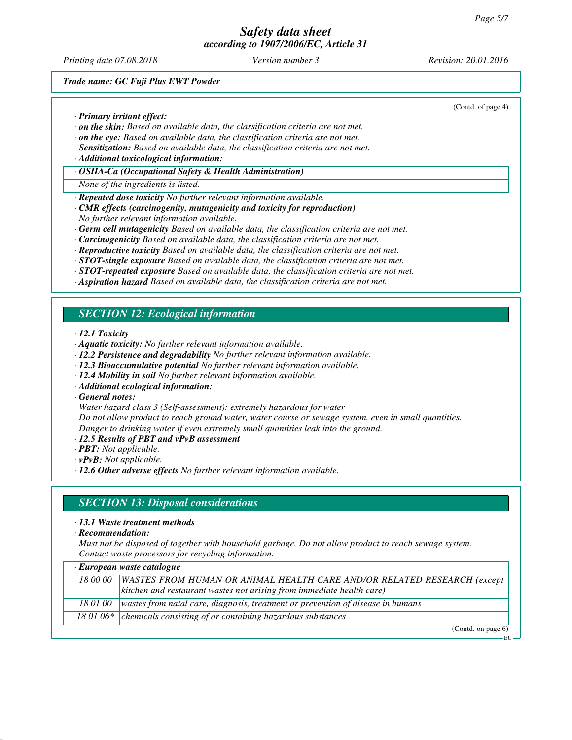**Trade name: GC Fuji Plus EWT Powder**

(Contd. of page 4)

· *Primary irritant effect:*
· *on the skin:* Based on available data, the classification criteria are not met.
· *on the eye:* Based on available data, the classification criteria are not met.
· *Sensitization:* Based on available data, the classification criteria are not met.
· *Additional toxicological information:*

| · OSHA-Ca (Occupational Safety & Health Administration) |
| --- |
| None of the ingredients is listed. |

· *Repeated dose toxicity* No further relevant information available.
· *CMR effects (carcinogenity, mutagenicity and toxicity for reproduction)*
No further relevant information available.
· *Germ cell mutagenicity* Based on available data, the classification criteria are not met.
· *Carcinogenicity* Based on available data, the classification criteria are not met.
· *Reproductive toxicity* Based on available data, the classification criteria are not met.
· *STOT-single exposure* Based on available data, the classification criteria are not met.
· *STOT-repeated exposure* Based on available data, the classification criteria are not met.
· *Aspiration hazard* Based on available data, the classification criteria are not met.

## SECTION 12: Ecological information

· *12.1 Toxicity*
· *Aquatic toxicity:* No further relevant information available.
· *12.2 Persistence and degradability* No further relevant information available.
· *12.3 Bioaccumulative potential* No further relevant information available.
· *12.4 Mobility in soil* No further relevant information available.
· *Additional ecological information:*
· *General notes:*
Water hazard class 3 (Self-assessment): extremely hazardous for water
Do not allow product to reach ground water, water course or sewage system, even in small quantities.
Danger to drinking water if even extremely small quantities leak into the ground.
· *12.5 Results of PBT and vPvB assessment*
· *PBT:* Not applicable.
· *vPvB:* Not applicable.
· *12.6 Other adverse effects* No further relevant information available.

## SECTION 13: Disposal considerations

· *13.1 Waste treatment methods*
· *Recommendation:*
Must not be disposed of together with household garbage. Do not allow product to reach sewage system.
Contact waste processors for recycling information.

| · European waste catalogue | |
| --- | --- |
| 18 00 00 | WASTES FROM HUMAN OR ANIMAL HEALTH CARE AND/OR RELATED RESEARCH (except kitchen and restaurant wastes not arising from immediate health care) |
| 18 01 00 | wastes from natal care, diagnosis, treatment or prevention of disease in humans |
| 18 01 06* | chemicals consisting of or containing hazardous substances |

(Contd. on page 6)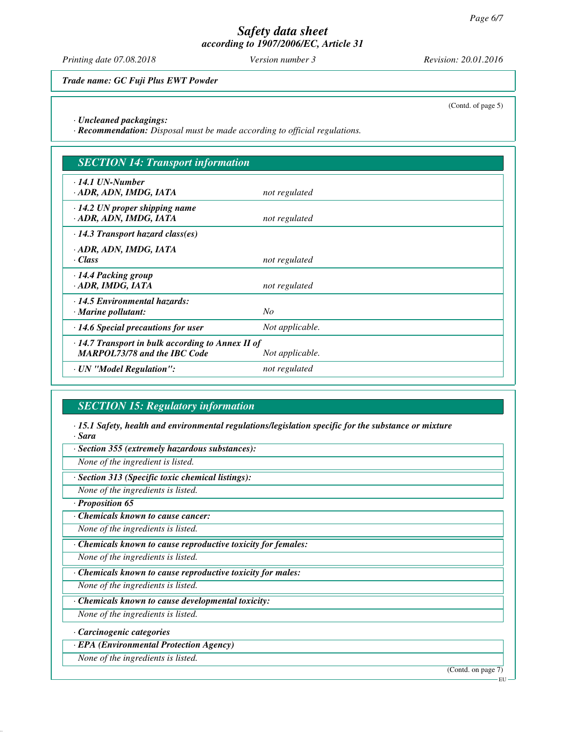*Trade name: GC Fuji Plus EWT Powder*

(Contd. of page 5)

· **Uncleaned packagings:**
· **Recommendation:** *Disposal must be made according to official regulations.*

## SECTION 14: Transport information

| | |
|---|---|
| · **14.1 UN-Number**<br>· **ADR, ADN, IMDG, IATA** | not regulated |
| · **14.2 UN proper shipping name**<br>· **ADR, ADN, IMDG, IATA** | not regulated |
| · **14.3 Transport hazard class(es)**<br>· **ADR, ADN, IMDG, IATA**<br>· **Class** | not regulated |
| · **14.4 Packing group**<br>· **ADR, IMDG, IATA** | not regulated |
| · **14.5 Environmental hazards:**<br>· **Marine pollutant:** | No |
| · **14.6 Special precautions for user** | Not applicable. |
| · **14.7 Transport in bulk according to Annex II of MARPOL73/78 and the IBC Code** | Not applicable. |
| · **UN "Model Regulation":** | not regulated |

## SECTION 15: Regulatory information

· **15.1 Safety, health and environmental regulations/legislation specific for the substance or mixture**
· **Sara**

· **Section 355 (extremely hazardous substances):**
*None of the ingredient is listed.*

· **Section 313 (Specific toxic chemical listings):**
*None of the ingredients is listed.*

· **Proposition 65**

· **Chemicals known to cause cancer:**
*None of the ingredients is listed.*

· **Chemicals known to cause reproductive toxicity for females:**
*None of the ingredients is listed.*

· **Chemicals known to cause reproductive toxicity for males:**
*None of the ingredients is listed.*

· **Chemicals known to cause developmental toxicity:**
*None of the ingredients is listed.*

· **Carcinogenic categories**

· **EPA (Environmental Protection Agency)**
*None of the ingredients is listed.*

(Contd. on page 7)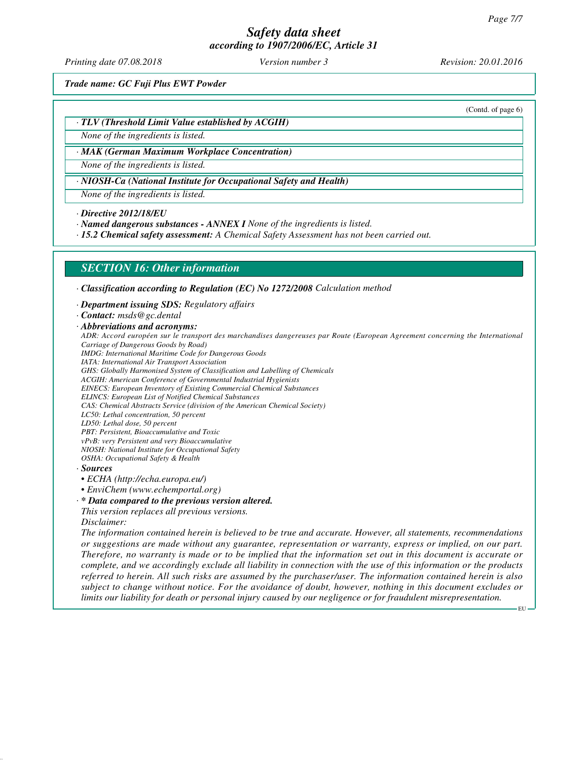*Trade name: GC Fuji Plus EWT Powder*

(Contd. of page 6)

· ***TLV (Threshold Limit Value established by ACGIH)***

*None of the ingredients is listed.*

· ***MAK (German Maximum Workplace Concentration)***

*None of the ingredients is listed.*

· ***NIOSH-Ca (National Institute for Occupational Safety and Health)***

*None of the ingredients is listed.*

· ***Directive 2012/18/EU***

· ***Named dangerous substances - ANNEX I*** *None of the ingredients is listed.*

· ***15.2 Chemical safety assessment:*** *A Chemical Safety Assessment has not been carried out.*

## *SECTION 16: Other information*

· ***Classification according to Regulation (EC) No 1272/2008*** *Calculation method*

· ***Department issuing SDS:*** *Regulatory affairs*

· ***Contact:*** *msds@gc.dental*

· ***Abbreviations and acronyms:***

*ADR: Accord européen sur le transport des marchandises dangereuses par Route (European Agreement concerning the International Carriage of Dangerous Goods by Road)*
*IMDG: International Maritime Code for Dangerous Goods*
*IATA: International Air Transport Association*
*GHS: Globally Harmonised System of Classification and Labelling of Chemicals*
*ACGIH: American Conference of Governmental Industrial Hygienists*
*EINECS: European Inventory of Existing Commercial Chemical Substances*
*ELINCS: European List of Notified Chemical Substances*
*CAS: Chemical Abstracts Service (division of the American Chemical Society)*
*LC50: Lethal concentration, 50 percent*
*LD50: Lethal dose, 50 percent*
*PBT: Persistent, Bioaccumulative and Toxic*
*vPvB: very Persistent and very Bioaccumulative*
*NIOSH: National Institute for Occupational Safety*
*OSHA: Occupational Safety & Health*

· ***Sources***

- *ECHA (http://echa.europa.eu/)*
- *EnviChem (www.echemportal.org)*

· ***\* Data compared to the previous version altered.***

*This version replaces all previous versions.*

*Disclaimer:*

*The information contained herein is believed to be true and accurate. However, all statements, recommendations or suggestions are made without any guarantee, representation or warranty, express or implied, on our part. Therefore, no warranty is made or to be implied that the information set out in this document is accurate or complete, and we accordingly exclude all liability in connection with the use of this information or the products referred to herein. All such risks are assumed by the purchaser/user. The information contained herein is also subject to change without notice. For the avoidance of doubt, however, nothing in this document excludes or limits our liability for death or personal injury caused by our negligence or for fraudulent misrepresentation.*

EU